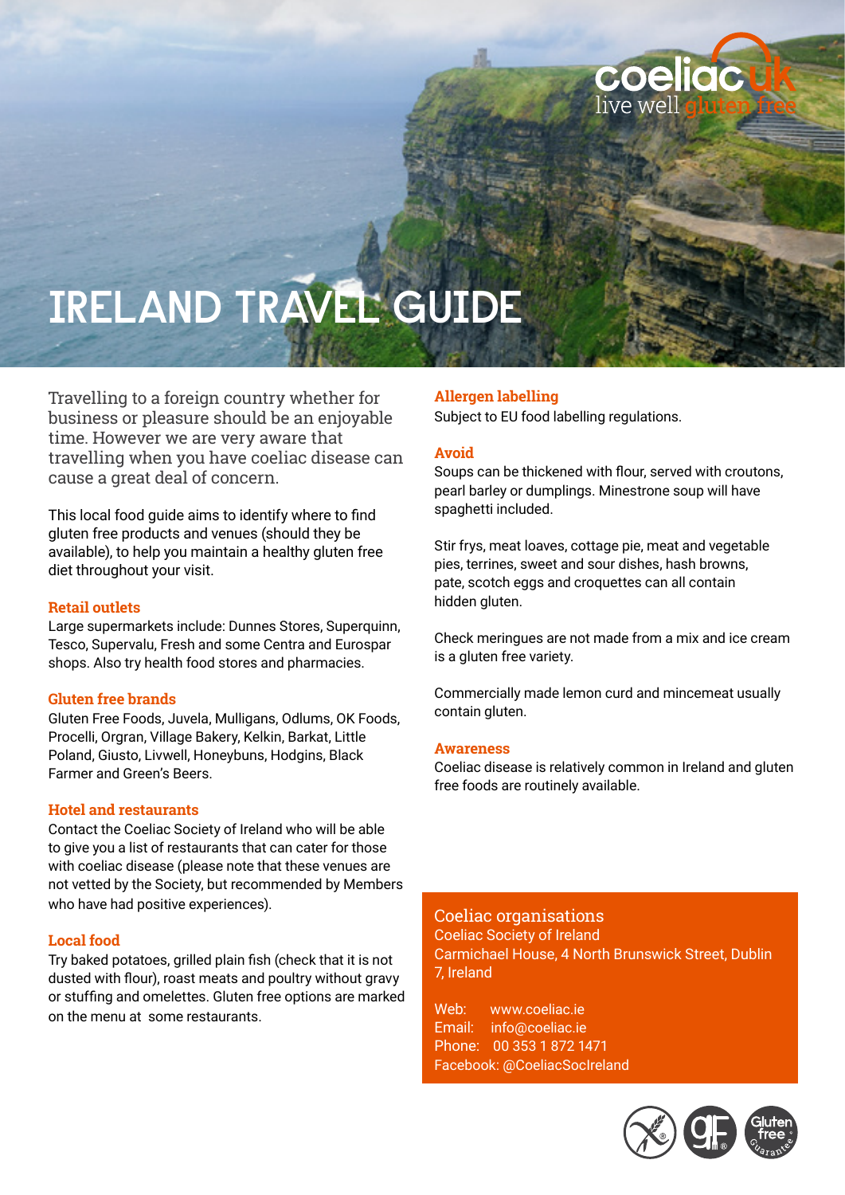# IRELAND TRAVEL GUIDE

Travelling to a foreign country whether for business or pleasure should be an enjoyable time. However we are very aware that travelling when you have coeliac disease can cause a great deal of concern.

This local food guide aims to identify where to find gluten free products and venues (should they be available), to help you maintain a healthy gluten free diet throughout your visit.

### Retail outlets

Large supermarkets include: Dunnes Stores, Superquinn, Tesco, Supervalu, Fresh and some Centra and Eurospar shops. Also try health food stores and pharmacies.

### Gluten free brands

Gluten Free Foods, Juvela, Mulligans, Odlums, OK Foods, Procelli, Orgran, Village Bakery, Kelkin, Barkat, Little Poland, Giusto, Livwell, Honeybuns, Hodgins, Black Farmer and Green's Beers.

### Hotel and restaurants

Contact the Coeliac Society of Ireland who will be able to give you a list of restaurants that can cater for those with coeliac disease (please note that these venues are not vetted by the Society, but recommended by Members who have had positive experiences).

### Local food

Try baked potatoes, grilled plain fish (check that it is not dusted with flour), roast meats and poultry without gravy or stuffing and omelettes. Gluten free options are marked on the menu at some restaurants.

### Allergen labelling

Subject to EU food labelling regulations.

### Avoid

Soups can be thickened with flour, served with croutons, pearl barley or dumplings. Minestrone soup will have spaghetti included.

Stir frys, meat loaves, cottage pie, meat and vegetable pies, terrines, sweet and sour dishes, hash browns, pate, scotch eggs and croquettes can all contain hidden gluten.

Check meringues are not made from a mix and ice cream is a gluten free variety.

Commercially made lemon curd and mincemeat usually contain gluten.

### Awareness

Coeliac disease is relatively common in Ireland and gluten free foods are routinely available.

### Coeliac organisations

Coeliac Society of Ireland
Carmichael House, 4 North Brunswick Street, Dublin 7, Ireland

Web: www.coeliac.ie
Email: info@coeliac.ie
Phone: 00 353 1 872 1471
Facebook: @CoeliacSocIreland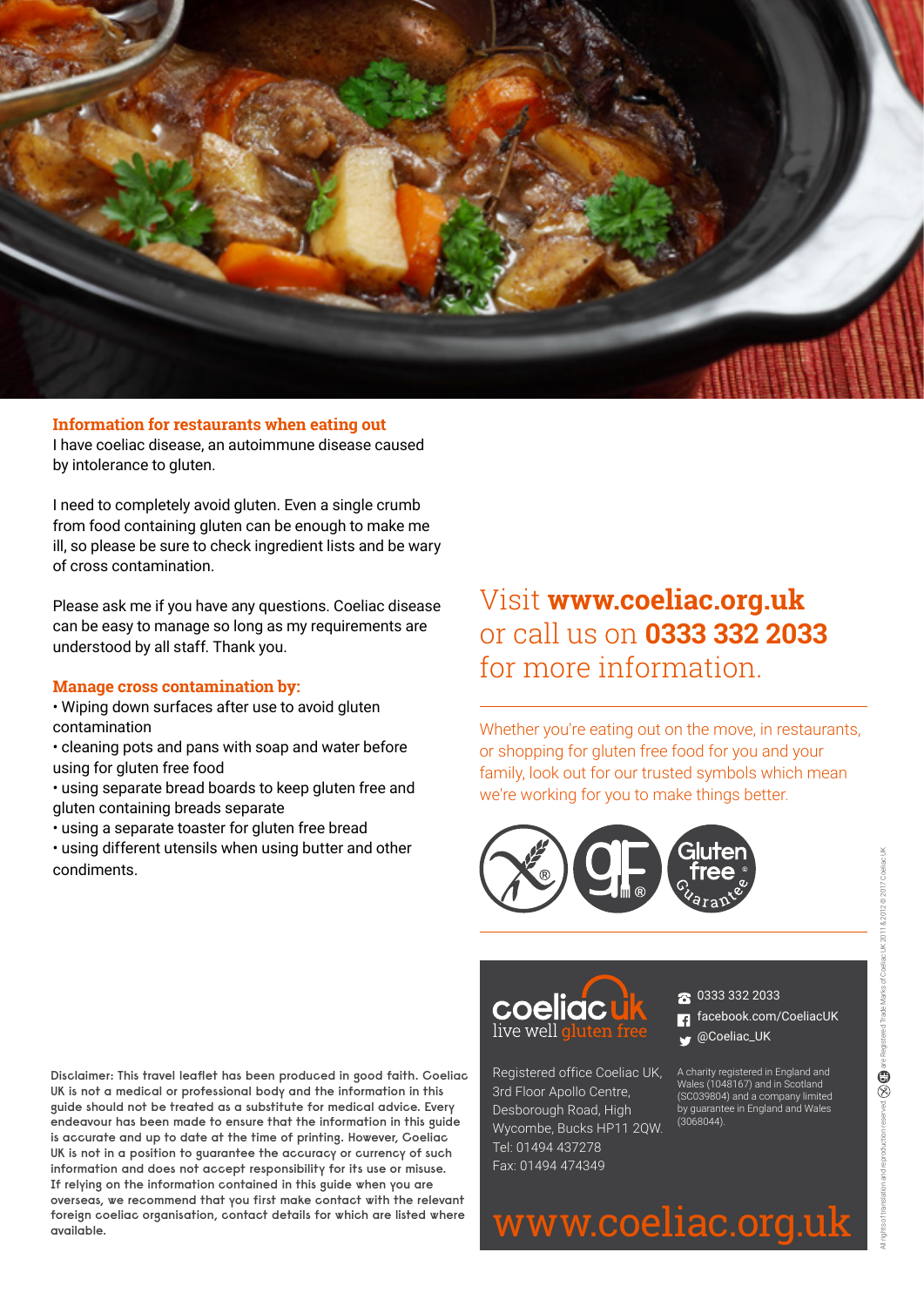## Information for restaurants when eating out

I have coeliac disease, an autoimmune disease caused by intolerance to gluten.

I need to completely avoid gluten. Even a single crumb from food containing gluten can be enough to make me ill, so please be sure to check ingredient lists and be wary of cross contamination.

Please ask me if you have any questions. Coeliac disease can be easy to manage so long as my requirements are understood by all staff. Thank you.

## Manage cross contamination by:

- Wiping down surfaces after use to avoid gluten contamination
- cleaning pots and pans with soap and water before using for gluten free food
- using separate bread boards to keep gluten free and gluten containing breads separate
- using a separate toaster for gluten free bread
- using different utensils when using butter and other condiments.

Disclaimer: This travel leaflet has been produced in good faith. Coeliac UK is not a medical or professional body and the information in this guide should not be treated as a substitute for medical advice. Every endeavour has been made to ensure that the information in this guide is accurate and up to date at the time of printing. However, Coeliac UK is not in a position to guarantee the accuracy or currency of such information and does not accept responsibility for its use or misuse. If relying on the information contained in this guide when you are overseas, we recommend that you first make contact with the relevant foreign coeliac organisation, contact details for which are listed where available.

Visit **www.coeliac.org.uk** or call us on **0333 332 2033** for more information.

Whether you're eating out on the move, in restaurants, or shopping for gluten free food for you and your family, look out for our trusted symbols which mean we're working for you to make things better.

coeliac uk
live well gluten free

0333 332 2033
facebook.com/CoeliacUK
@Coeliac_UK

Registered office Coeliac UK, 3rd Floor Apollo Centre, Desborough Road, High Wycombe, Bucks HP11 2QW.
Tel: 01494 437278
Fax: 01494 474349

A charity registered in England and Wales (1048167) and in Scotland (SC039804) and a company limited by guarantee in England and Wales (3068044).

www.coeliac.org.uk

All rights of translation and reproduction reserved. are Registered Trade Marks of Coeliac UK 2011 & 2012 © 2017 Coeliac UK